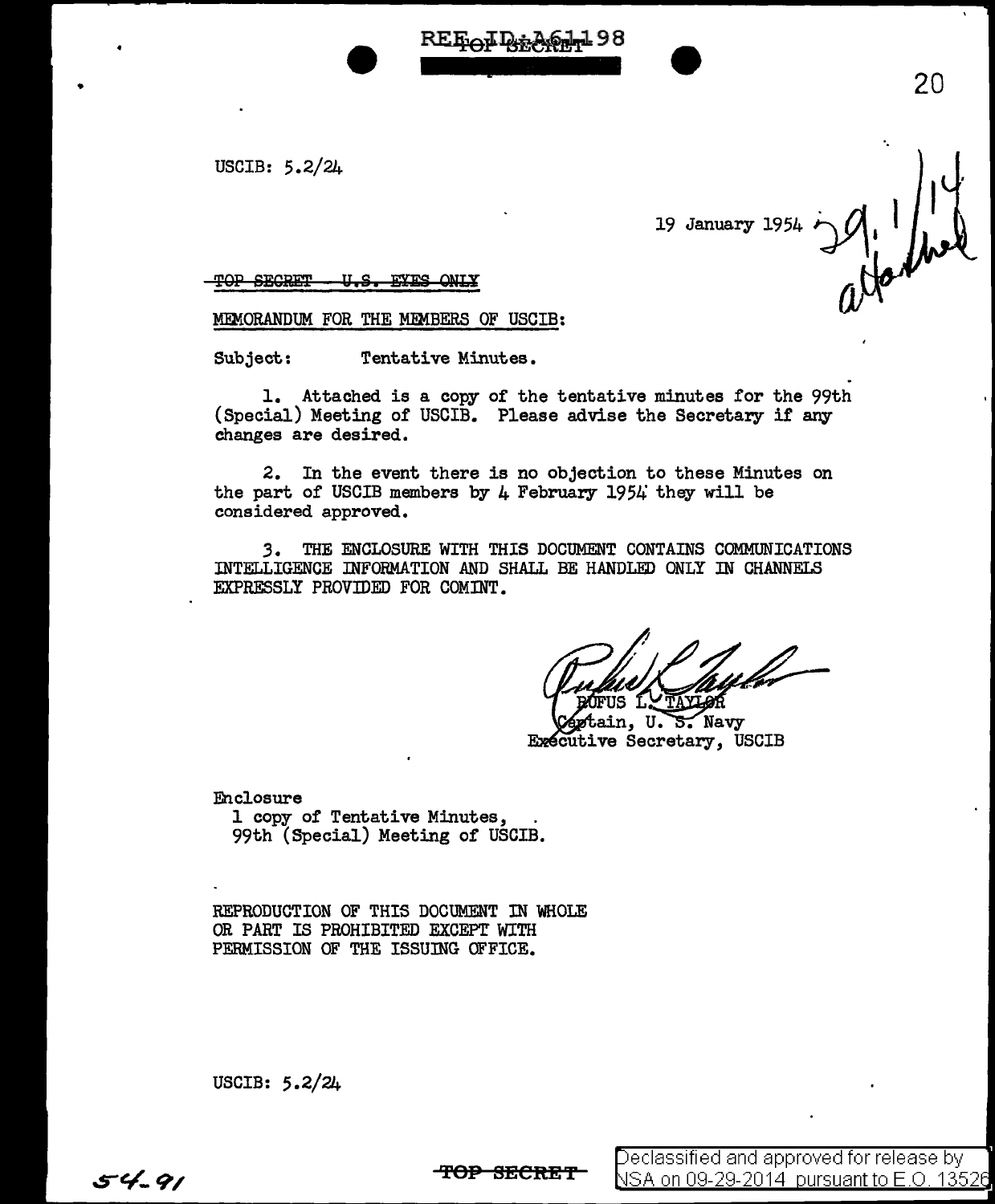USCIB: 5.2/24

19 January 1954

~~TOP SECRET - U.S. EYES ONLY~~

MEMORANDUM FOR THE MEMBERS OF USCIB:

Subject: Tentative Minutes.

1. Attached is a copy of the tentative minutes for the 99th (Special) Meeting of USCIB. Please advise the Secretary if any changes are desired.

2. In the event there is no objection to these Minutes on the part of USCIB members by 4 February 1954 they will be considered approved.

3. THE ENCLOSURE WITH THIS DOCUMENT CONTAINS COMMUNICATIONS INTELLIGENCE INFORMATION AND SHALL BE HANDLED ONLY IN CHANNELS EXPRESSLY PROVIDED FOR COMINT.

RUFUS L. TAYLOR
Captain, U. S. Navy
Executive Secretary, USCIB

Enclosure
1 copy of Tentative Minutes,
99th (Special) Meeting of USCIB.

REPRODUCTION OF THIS DOCUMENT IN WHOLE OR PART IS PROHIBITED EXCEPT WITH PERMISSION OF THE ISSUING OFFICE.

USCIB: 5.2/24

~~TOP SECRET~~

Declassified and approved for release by NSA on 09-29-2014 pursuant to E.O. 13526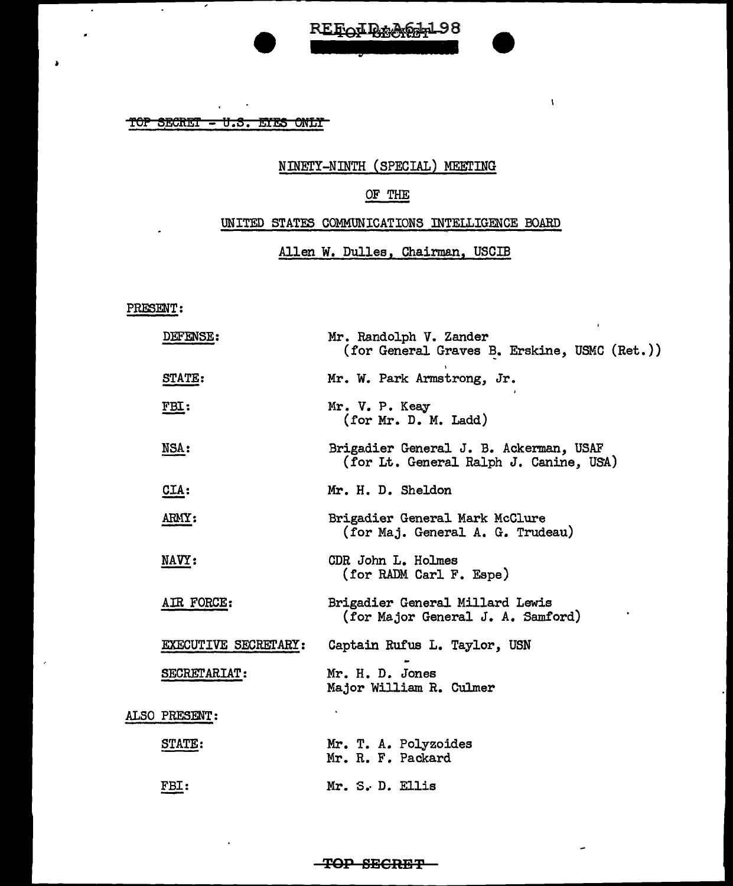TOP SECRET - U.S. EYES ONLY

NINETY-NINTH (SPECIAL) MEETING

OF THE

UNITED STATES COMMUNICATIONS INTELLIGENCE BOARD

Allen W. Dulles, Chairman, USCIB

PRESENT:

| | |
|---|---|
| DEFENSE: | Mr. Randolph V. Zander (for General Graves B. Erskine, USMC (Ret.)) |
| STATE: | Mr. W. Park Armstrong, Jr. |
| FBI: | Mr. V. P. Keay (for Mr. D. M. Ladd) |
| NSA: | Brigadier General J. B. Ackerman, USAF (for Lt. General Ralph J. Canine, USA) |
| CIA: | Mr. H. D. Sheldon |
| ARMY: | Brigadier General Mark McClure (for Maj. General A. G. Trudeau) |
| NAVY: | CDR John L. Holmes (for RADM Carl F. Espe) |
| AIR FORCE: | Brigadier General Millard Lewis (for Major General J. A. Samford) |
| EXECUTIVE SECRETARY: | Captain Rufus L. Taylor, USN |
| SECRETARIAT: | Mr. H. D. Jones<br>Major William R. Culmer |

ALSO PRESENT:

| | |
|---|---|
| STATE: | Mr. T. A. Polyzoides<br>Mr. R. F. Packard |
| FBI: | Mr. S. D. Ellis |

TOP SECRET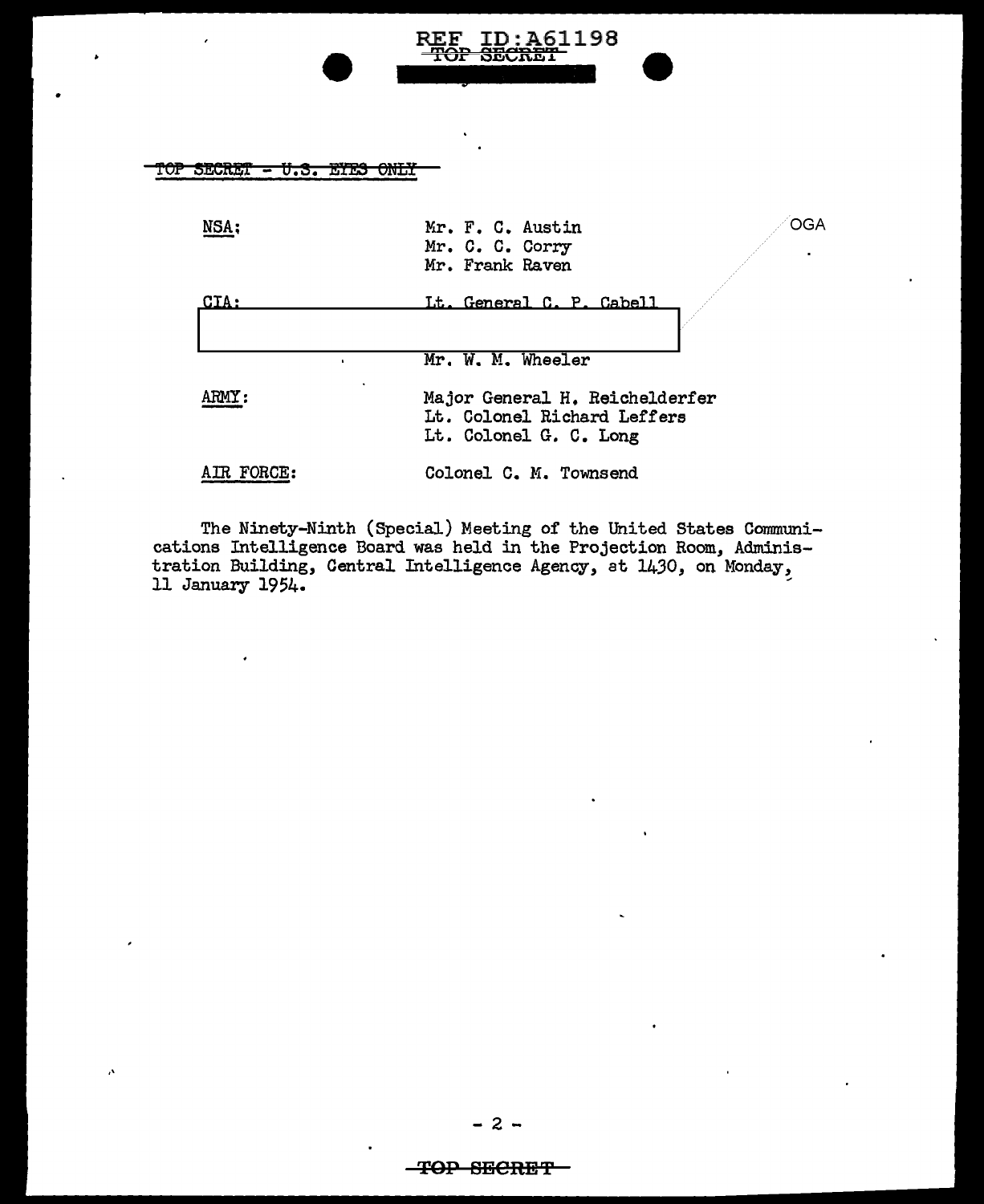REF ID:A61198

~~TOP SECRET~~

~~TOP SECRET - U.S. EYES ONLY~~

| | | |
|---|---|---|
| NSA: | Mr. F. C. Austin<br>Mr. C. C. Corry<br>Mr. Frank Raven | OGA |
| CIA: | Lt. General C. P. Cabell<br><br>Mr. W. M. Wheeler | |
| ARMY: | Major General H. Reichelderfer<br>Lt. Colonel Richard Leffers<br>Lt. Colonel G. C. Long | |
| AIR FORCE: | Colonel C. M. Townsend | |

The Ninety-Ninth (Special) Meeting of the United States Communications Intelligence Board was held in the Projection Room, Administration Building, Central Intelligence Agency, at 1430, on Monday, 11 January 1954.

TOP SECRET